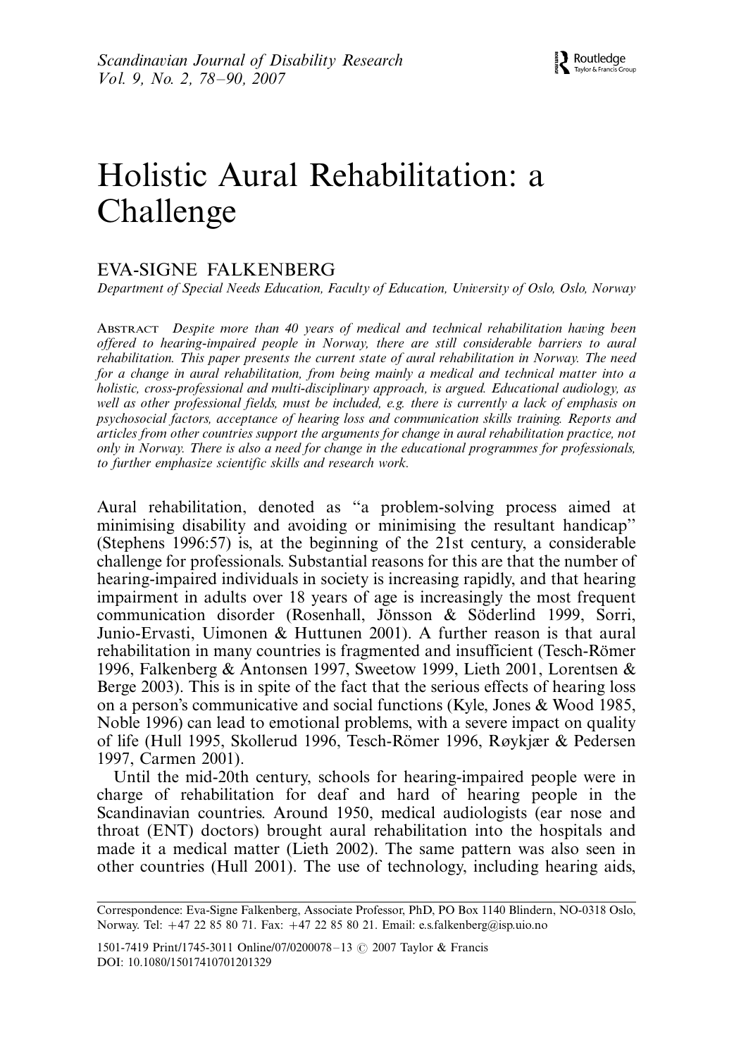# Holistic Aural Rehabilitation: a Challenge

EVA-SIGNE FALKENBERG

*Department of Special Needs Education, Faculty of Education, University of Oslo, Oslo, Norway*

ABSTRACT *Despite more than 40 years of medical and technical rehabilitation having been offered to hearing-impaired people in Norway, there are still considerable barriers to aural rehabilitation. This paper presents the current state of aural rehabilitation in Norway. The need for a change in aural rehabilitation, from being mainly a medical and technical matter into a holistic, cross-professional and multi-disciplinary approach, is argued. Educational audiology, as well as other professional fields, must be included, e.g. there is currently a lack of emphasis on psychosocial factors, acceptance of hearing loss and communication skills training. Reports and articles from other countries support the arguments for change in aural rehabilitation practice, not only in Norway. There is also a need for change in the educational programmes for professionals, to further emphasize scientific skills and research work.*

Aural rehabilitation, denoted as "a problem-solving process aimed at minimising disability and avoiding or minimising the resultant handicap" (Stephens 1996:57) is, at the beginning of the 21st century, a considerable challenge for professionals. Substantial reasons for this are that the number of hearing-impaired individuals in society is increasing rapidly, and that hearing impairment in adults over 18 years of age is increasingly the most frequent communication disorder (Rosenhall, Jönsson & Söderlind 1999, Sorri, Junio-Ervasti, Uimonen & Huttunen 2001). A further reason is that aural rehabilitation in many countries is fragmented and insufficient (Tesch-Römer 1996, Falkenberg & Antonsen 1997, Sweetow 1999, Lieth 2001, Lorentsen & Berge 2003). This is in spite of the fact that the serious effects of hearing loss on a person's communicative and social functions (Kyle, Jones & Wood 1985, Noble 1996) can lead to emotional problems, with a severe impact on quality of life (Hull 1995, Skollerud 1996, Tesch-Römer 1996, Røykjær & Pedersen 1997, Carmen 2001).

Until the mid-20th century, schools for hearing-impaired people were in charge of rehabilitation for deaf and hard of hearing people in the Scandinavian countries. Around 1950, medical audiologists (ear nose and throat (ENT) doctors) brought aural rehabilitation into the hospitals and made it a medical matter (Lieth 2002). The same pattern was also seen in other countries (Hull 2001). The use of technology, including hearing aids,

---

Correspondence: Eva-Signe Falkenberg, Associate Professor, PhD, PO Box 1140 Blindern, NO-0318 Oslo, Norway. Tel: +47 22 85 80 71. Fax: +47 22 85 80 21. Email: e.s.falkenberg@isp.uio.no

1501-7419 Print/1745-3011 Online/07/0200078-13 © 2007 Taylor & Francis
DOI: 10.1080/15017410701201329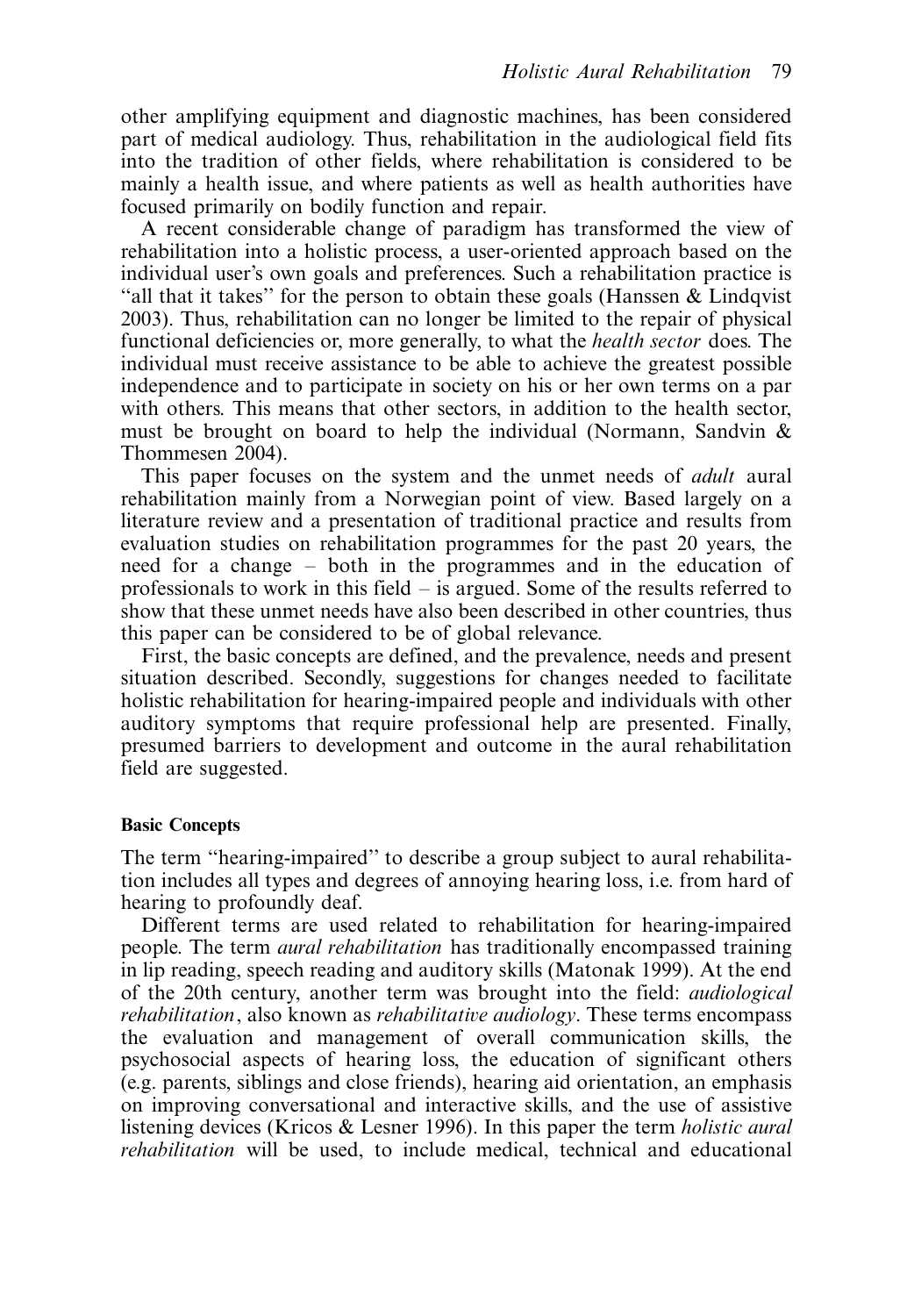other amplifying equipment and diagnostic machines, has been considered part of medical audiology. Thus, rehabilitation in the audiological field fits into the tradition of other fields, where rehabilitation is considered to be mainly a health issue, and where patients as well as health authorities have focused primarily on bodily function and repair.

A recent considerable change of paradigm has transformed the view of rehabilitation into a holistic process, a user-oriented approach based on the individual user's own goals and preferences. Such a rehabilitation practice is "all that it takes" for the person to obtain these goals (Hanssen & Lindqvist 2003). Thus, rehabilitation can no longer be limited to the repair of physical functional deficiencies or, more generally, to what the *health sector* does. The individual must receive assistance to be able to achieve the greatest possible independence and to participate in society on his or her own terms on a par with others. This means that other sectors, in addition to the health sector, must be brought on board to help the individual (Normann, Sandvin & Thommesen 2004).

This paper focuses on the system and the unmet needs of *adult* aural rehabilitation mainly from a Norwegian point of view. Based largely on a literature review and a presentation of traditional practice and results from evaluation studies on rehabilitation programmes for the past 20 years, the need for a change – both in the programmes and in the education of professionals to work in this field – is argued. Some of the results referred to show that these unmet needs have also been described in other countries, thus this paper can be considered to be of global relevance.

First, the basic concepts are defined, and the prevalence, needs and present situation described. Secondly, suggestions for changes needed to facilitate holistic rehabilitation for hearing-impaired people and individuals with other auditory symptoms that require professional help are presented. Finally, presumed barriers to development and outcome in the aural rehabilitation field are suggested.

### Basic Concepts

The term "hearing-impaired" to describe a group subject to aural rehabilitation includes all types and degrees of annoying hearing loss, i.e. from hard of hearing to profoundly deaf.

Different terms are used related to rehabilitation for hearing-impaired people. The term *aural rehabilitation* has traditionally encompassed training in lip reading, speech reading and auditory skills (Matonak 1999). At the end of the 20th century, another term was brought into the field: *audiological rehabilitation*, also known as *rehabilitative audiology*. These terms encompass the evaluation and management of overall communication skills, the psychosocial aspects of hearing loss, the education of significant others (e.g. parents, siblings and close friends), hearing aid orientation, an emphasis on improving conversational and interactive skills, and the use of assistive listening devices (Kricos & Lesner 1996). In this paper the term *holistic aural rehabilitation* will be used, to include medical, technical and educational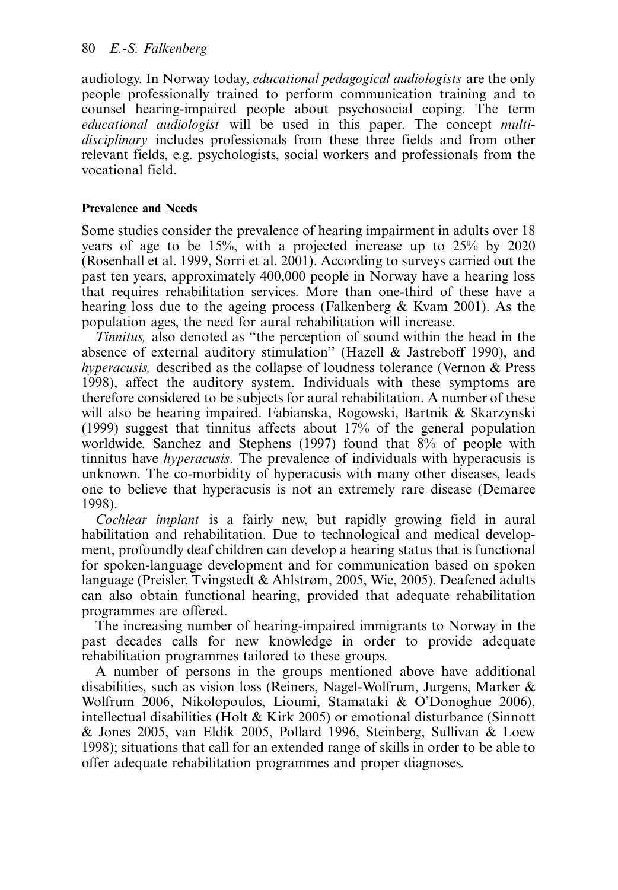audiology. In Norway today, *educational pedagogical audiologists* are the only people professionally trained to perform communication training and to counsel hearing-impaired people about psychosocial coping. The term *educational audiologist* will be used in this paper. The concept *multi-disciplinary* includes professionals from these three fields and from other relevant fields, e.g. psychologists, social workers and professionals from the vocational field.

### Prevalence and Needs

Some studies consider the prevalence of hearing impairment in adults over 18 years of age to be 15%, with a projected increase up to 25% by 2020 (Rosenhall et al. 1999, Sorri et al. 2001). According to surveys carried out the past ten years, approximately 400,000 people in Norway have a hearing loss that requires rehabilitation services. More than one-third of these have a hearing loss due to the ageing process (Falkenberg & Kvam 2001). As the population ages, the need for aural rehabilitation will increase.

*Tinnitus,* also denoted as "the perception of sound within the head in the absence of external auditory stimulation" (Hazell & Jastreboff 1990), and *hyperacusis,* described as the collapse of loudness tolerance (Vernon & Press 1998), affect the auditory system. Individuals with these symptoms are therefore considered to be subjects for aural rehabilitation. A number of these will also be hearing impaired. Fabianska, Rogowski, Bartnik & Skarzynski (1999) suggest that tinnitus affects about 17% of the general population worldwide. Sanchez and Stephens (1997) found that 8% of people with tinnitus have *hyperacusis*. The prevalence of individuals with hyperacusis is unknown. The co-morbidity of hyperacusis with many other diseases, leads one to believe that hyperacusis is not an extremely rare disease (Demaree 1998).

*Cochlear implant* is a fairly new, but rapidly growing field in aural habilitation and rehabilitation. Due to technological and medical development, profoundly deaf children can develop a hearing status that is functional for spoken-language development and for communication based on spoken language (Preisler, Tvingstedt & Ahlstrøm, 2005, Wie, 2005). Deafened adults can also obtain functional hearing, provided that adequate rehabilitation programmes are offered.

The increasing number of hearing-impaired immigrants to Norway in the past decades calls for new knowledge in order to provide adequate rehabilitation programmes tailored to these groups.

A number of persons in the groups mentioned above have additional disabilities, such as vision loss (Reiners, Nagel-Wolfrum, Jurgens, Marker & Wolfrum 2006, Nikolopoulos, Lioumi, Stamataki & O'Donoghue 2006), intellectual disabilities (Holt & Kirk 2005) or emotional disturbance (Sinnott & Jones 2005, van Eldik 2005, Pollard 1996, Steinberg, Sullivan & Loew 1998); situations that call for an extended range of skills in order to be able to offer adequate rehabilitation programmes and proper diagnoses.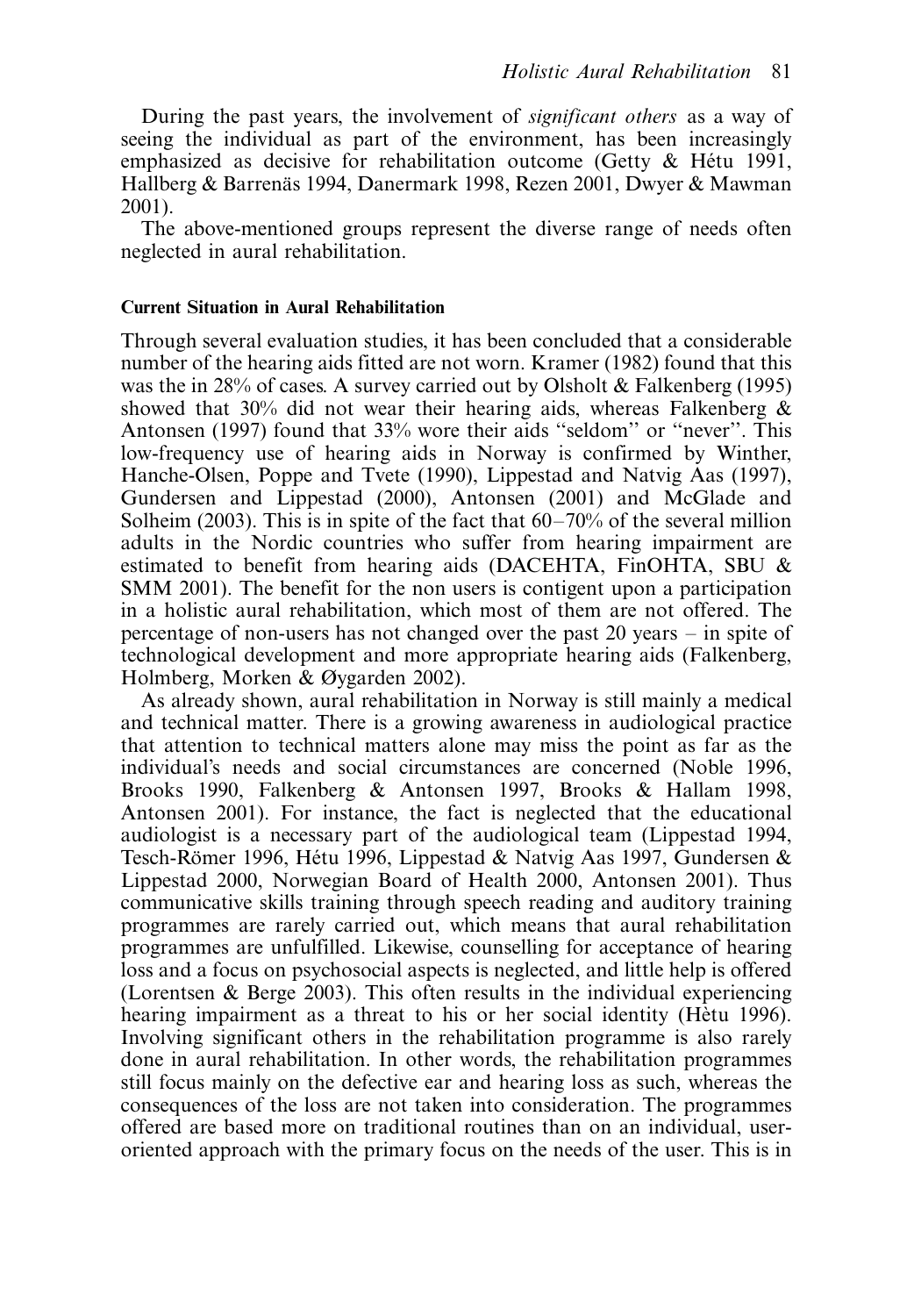During the past years, the involvement of *significant others* as a way of seeing the individual as part of the environment, has been increasingly emphasized as decisive for rehabilitation outcome (Getty & Hétu 1991, Hallberg & Barrenäs 1994, Danermark 1998, Rezen 2001, Dwyer & Mawman 2001).

The above-mentioned groups represent the diverse range of needs often neglected in aural rehabilitation.

#### Current Situation in Aural Rehabilitation

Through several evaluation studies, it has been concluded that a considerable number of the hearing aids fitted are not worn. Kramer (1982) found that this was the in 28% of cases. A survey carried out by Olsholt & Falkenberg (1995) showed that 30% did not wear their hearing aids, whereas Falkenberg & Antonsen (1997) found that 33% wore their aids ''seldom'' or ''never''. This low-frequency use of hearing aids in Norway is confirmed by Winther, Hanche-Olsen, Poppe and Tvete (1990), Lippestad and Natvig Aas (1997), Gundersen and Lippestad (2000), Antonsen (2001) and McGlade and Solheim (2003). This is in spite of the fact that 60–70% of the several million adults in the Nordic countries who suffer from hearing impairment are estimated to benefit from hearing aids (DACEHTA, FinOHTA, SBU & SMM 2001). The benefit for the non users is contigent upon a participation in a holistic aural rehabilitation, which most of them are not offered. The percentage of non-users has not changed over the past 20 years – in spite of technological development and more appropriate hearing aids (Falkenberg, Holmberg, Morken & Øygarden 2002).

As already shown, aural rehabilitation in Norway is still mainly a medical and technical matter. There is a growing awareness in audiological practice that attention to technical matters alone may miss the point as far as the individual's needs and social circumstances are concerned (Noble 1996, Brooks 1990, Falkenberg & Antonsen 1997, Brooks & Hallam 1998, Antonsen 2001). For instance, the fact is neglected that the educational audiologist is a necessary part of the audiological team (Lippestad 1994, Tesch-Römer 1996, Hétu 1996, Lippestad & Natvig Aas 1997, Gundersen & Lippestad 2000, Norwegian Board of Health 2000, Antonsen 2001). Thus communicative skills training through speech reading and auditory training programmes are rarely carried out, which means that aural rehabilitation programmes are unfulfilled. Likewise, counselling for acceptance of hearing loss and a focus on psychosocial aspects is neglected, and little help is offered (Lorentsen & Berge 2003). This often results in the individual experiencing hearing impairment as a threat to his or her social identity (Hètu 1996). Involving significant others in the rehabilitation programme is also rarely done in aural rehabilitation. In other words, the rehabilitation programmes still focus mainly on the defective ear and hearing loss as such, whereas the consequences of the loss are not taken into consideration. The programmes offered are based more on traditional routines than on an individual, user-oriented approach with the primary focus on the needs of the user. This is in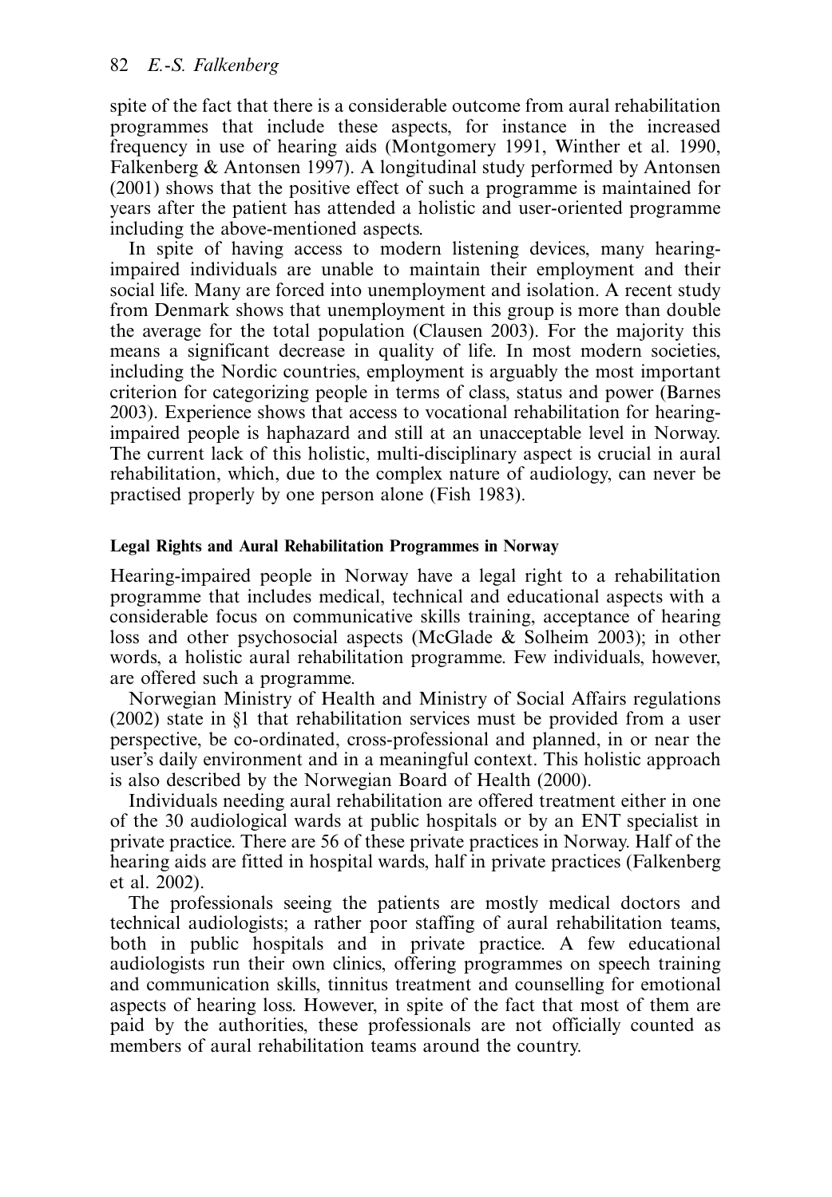spite of the fact that there is a considerable outcome from aural rehabilitation programmes that include these aspects, for instance in the increased frequency in use of hearing aids (Montgomery 1991, Winther et al. 1990, Falkenberg & Antonsen 1997). A longitudinal study performed by Antonsen (2001) shows that the positive effect of such a programme is maintained for years after the patient has attended a holistic and user-oriented programme including the above-mentioned aspects.

In spite of having access to modern listening devices, many hearing-impaired individuals are unable to maintain their employment and their social life. Many are forced into unemployment and isolation. A recent study from Denmark shows that unemployment in this group is more than double the average for the total population (Clausen 2003). For the majority this means a significant decrease in quality of life. In most modern societies, including the Nordic countries, employment is arguably the most important criterion for categorizing people in terms of class, status and power (Barnes 2003). Experience shows that access to vocational rehabilitation for hearing-impaired people is haphazard and still at an unacceptable level in Norway. The current lack of this holistic, multi-disciplinary aspect is crucial in aural rehabilitation, which, due to the complex nature of audiology, can never be practised properly by one person alone (Fish 1983).

### Legal Rights and Aural Rehabilitation Programmes in Norway

Hearing-impaired people in Norway have a legal right to a rehabilitation programme that includes medical, technical and educational aspects with a considerable focus on communicative skills training, acceptance of hearing loss and other psychosocial aspects (McGlade & Solheim 2003); in other words, a holistic aural rehabilitation programme. Few individuals, however, are offered such a programme.

Norwegian Ministry of Health and Ministry of Social Affairs regulations (2002) state in §1 that rehabilitation services must be provided from a user perspective, be co-ordinated, cross-professional and planned, in or near the user's daily environment and in a meaningful context. This holistic approach is also described by the Norwegian Board of Health (2000).

Individuals needing aural rehabilitation are offered treatment either in one of the 30 audiological wards at public hospitals or by an ENT specialist in private practice. There are 56 of these private practices in Norway. Half of the hearing aids are fitted in hospital wards, half in private practices (Falkenberg et al. 2002).

The professionals seeing the patients are mostly medical doctors and technical audiologists; a rather poor staffing of aural rehabilitation teams, both in public hospitals and in private practice. A few educational audiologists run their own clinics, offering programmes on speech training and communication skills, tinnitus treatment and counselling for emotional aspects of hearing loss. However, in spite of the fact that most of them are paid by the authorities, these professionals are not officially counted as members of aural rehabilitation teams around the country.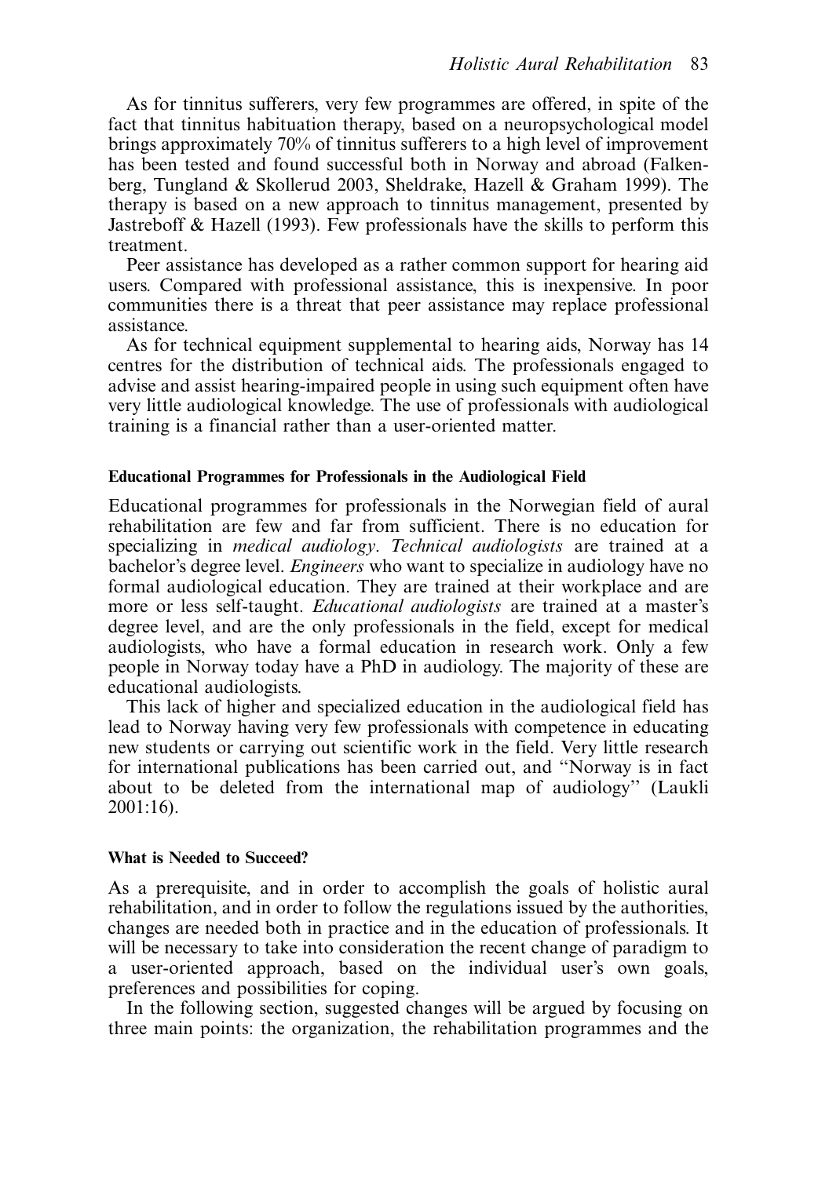As for tinnitus sufferers, very few programmes are offered, in spite of the fact that tinnitus habituation therapy, based on a neuropsychological model brings approximately 70% of tinnitus sufferers to a high level of improvement has been tested and found successful both in Norway and abroad (Falkenberg, Tungland & Skollerud 2003, Sheldrake, Hazell & Graham 1999). The therapy is based on a new approach to tinnitus management, presented by Jastreboff & Hazell (1993). Few professionals have the skills to perform this treatment.

Peer assistance has developed as a rather common support for hearing aid users. Compared with professional assistance, this is inexpensive. In poor communities there is a threat that peer assistance may replace professional assistance.

As for technical equipment supplemental to hearing aids, Norway has 14 centres for the distribution of technical aids. The professionals engaged to advise and assist hearing-impaired people in using such equipment often have very little audiological knowledge. The use of professionals with audiological training is a financial rather than a user-oriented matter.

#### Educational Programmes for Professionals in the Audiological Field

Educational programmes for professionals in the Norwegian field of aural rehabilitation are few and far from sufficient. There is no education for specializing in *medical audiology*. *Technical audiologists* are trained at a bachelor's degree level. *Engineers* who want to specialize in audiology have no formal audiological education. They are trained at their workplace and are more or less self-taught. *Educational audiologists* are trained at a master's degree level, and are the only professionals in the field, except for medical audiologists, who have a formal education in research work. Only a few people in Norway today have a PhD in audiology. The majority of these are educational audiologists.

This lack of higher and specialized education in the audiological field has lead to Norway having very few professionals with competence in educating new students or carrying out scientific work in the field. Very little research for international publications has been carried out, and "Norway is in fact about to be deleted from the international map of audiology" (Laukli 2001:16).

#### What is Needed to Succeed?

As a prerequisite, and in order to accomplish the goals of holistic aural rehabilitation, and in order to follow the regulations issued by the authorities, changes are needed both in practice and in the education of professionals. It will be necessary to take into consideration the recent change of paradigm to a user-oriented approach, based on the individual user's own goals, preferences and possibilities for coping.

In the following section, suggested changes will be argued by focusing on three main points: the organization, the rehabilitation programmes and the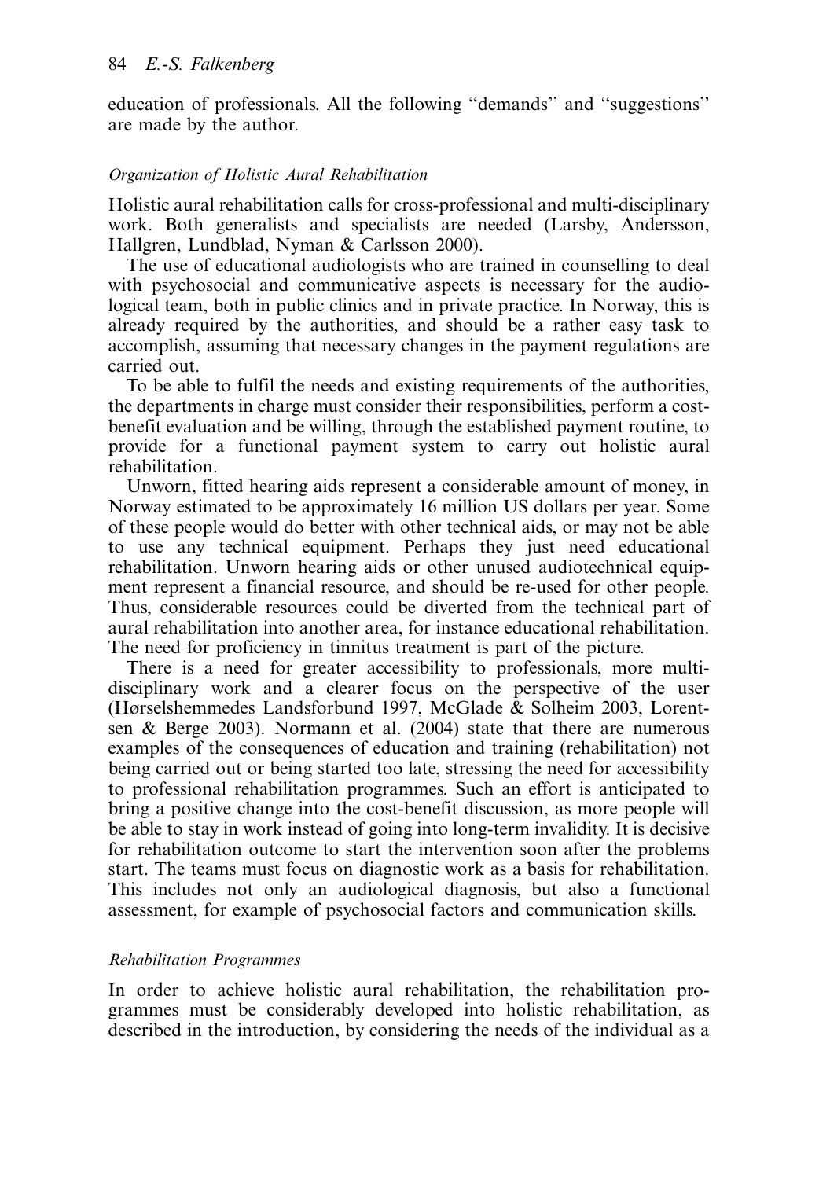education of professionals. All the following "demands" and "suggestions" are made by the author.

### *Organization of Holistic Aural Rehabilitation*

Holistic aural rehabilitation calls for cross-professional and multi-disciplinary work. Both generalists and specialists are needed (Larsby, Andersson, Hallgren, Lundblad, Nyman & Carlsson 2000).

The use of educational audiologists who are trained in counselling to deal with psychosocial and communicative aspects is necessary for the audiological team, both in public clinics and in private practice. In Norway, this is already required by the authorities, and should be a rather easy task to accomplish, assuming that necessary changes in the payment regulations are carried out.

To be able to fulfil the needs and existing requirements of the authorities, the departments in charge must consider their responsibilities, perform a cost-benefit evaluation and be willing, through the established payment routine, to provide for a functional payment system to carry out holistic aural rehabilitation.

Unworn, fitted hearing aids represent a considerable amount of money, in Norway estimated to be approximately 16 million US dollars per year. Some of these people would do better with other technical aids, or may not be able to use any technical equipment. Perhaps they just need educational rehabilitation. Unworn hearing aids or other unused audiotechnical equipment represent a financial resource, and should be re-used for other people. Thus, considerable resources could be diverted from the technical part of aural rehabilitation into another area, for instance educational rehabilitation. The need for proficiency in tinnitus treatment is part of the picture.

There is a need for greater accessibility to professionals, more multi-disciplinary work and a clearer focus on the perspective of the user (Hørselshemmedes Landsforbund 1997, McGlade & Solheim 2003, Lorentsen & Berge 2003). Normann et al. (2004) state that there are numerous examples of the consequences of education and training (rehabilitation) not being carried out or being started too late, stressing the need for accessibility to professional rehabilitation programmes. Such an effort is anticipated to bring a positive change into the cost-benefit discussion, as more people will be able to stay in work instead of going into long-term invalidity. It is decisive for rehabilitation outcome to start the intervention soon after the problems start. The teams must focus on diagnostic work as a basis for rehabilitation. This includes not only an audiological diagnosis, but also a functional assessment, for example of psychosocial factors and communication skills.

### *Rehabilitation Programmes*

In order to achieve holistic aural rehabilitation, the rehabilitation programmes must be considerably developed into holistic rehabilitation, as described in the introduction, by considering the needs of the individual as a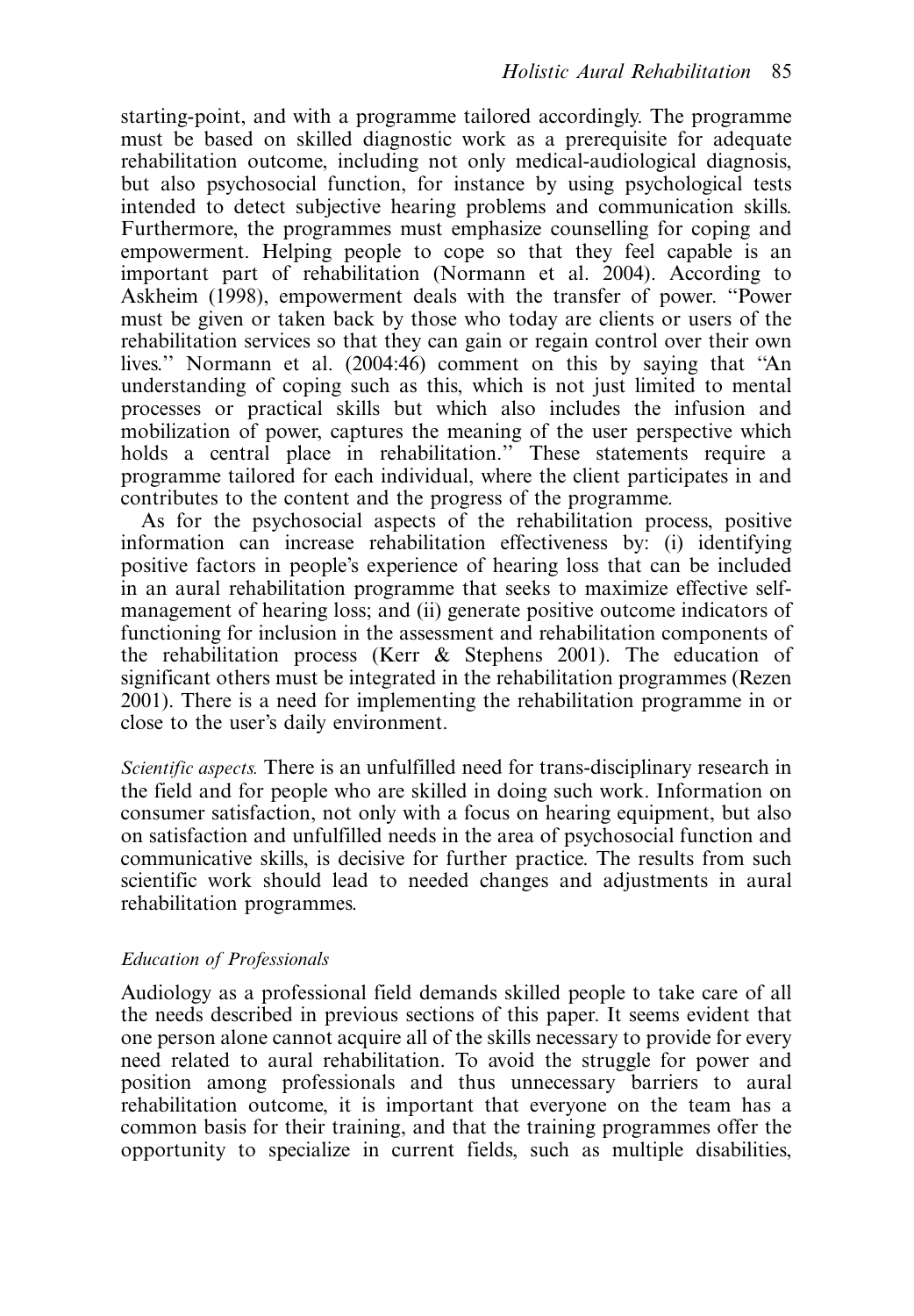starting-point, and with a programme tailored accordingly. The programme must be based on skilled diagnostic work as a prerequisite for adequate rehabilitation outcome, including not only medical-audiological diagnosis, but also psychosocial function, for instance by using psychological tests intended to detect subjective hearing problems and communication skills. Furthermore, the programmes must emphasize counselling for coping and empowerment. Helping people to cope so that they feel capable is an important part of rehabilitation (Normann et al. 2004). According to Askheim (1998), empowerment deals with the transfer of power. "Power must be given or taken back by those who today are clients or users of the rehabilitation services so that they can gain or regain control over their own lives." Normann et al. (2004:46) comment on this by saying that "An understanding of coping such as this, which is not just limited to mental processes or practical skills but which also includes the infusion and mobilization of power, captures the meaning of the user perspective which holds a central place in rehabilitation." These statements require a programme tailored for each individual, where the client participates in and contributes to the content and the progress of the programme.

As for the psychosocial aspects of the rehabilitation process, positive information can increase rehabilitation effectiveness by: (i) identifying positive factors in people's experience of hearing loss that can be included in an aural rehabilitation programme that seeks to maximize effective self-management of hearing loss; and (ii) generate positive outcome indicators of functioning for inclusion in the assessment and rehabilitation components of the rehabilitation process (Kerr & Stephens 2001). The education of significant others must be integrated in the rehabilitation programmes (Rezen 2001). There is a need for implementing the rehabilitation programme in or close to the user's daily environment.

*Scientific aspects.* There is an unfulfilled need for trans-disciplinary research in the field and for people who are skilled in doing such work. Information on consumer satisfaction, not only with a focus on hearing equipment, but also on satisfaction and unfulfilled needs in the area of psychosocial function and communicative skills, is decisive for further practice. The results from such scientific work should lead to needed changes and adjustments in aural rehabilitation programmes.

### *Education of Professionals*

Audiology as a professional field demands skilled people to take care of all the needs described in previous sections of this paper. It seems evident that one person alone cannot acquire all of the skills necessary to provide for every need related to aural rehabilitation. To avoid the struggle for power and position among professionals and thus unnecessary barriers to aural rehabilitation outcome, it is important that everyone on the team has a common basis for their training, and that the training programmes offer the opportunity to specialize in current fields, such as multiple disabilities,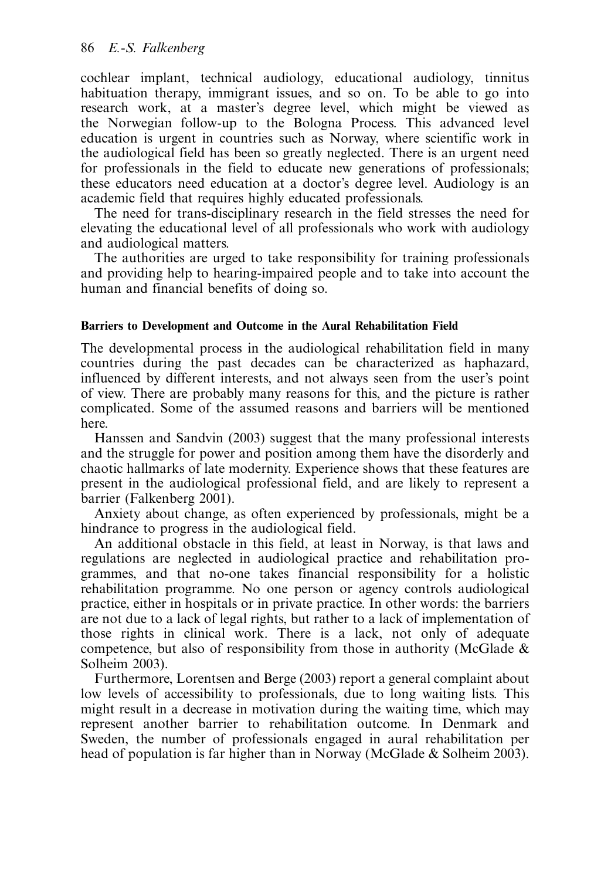cochlear implant, technical audiology, educational audiology, tinnitus habituation therapy, immigrant issues, and so on. To be able to go into research work, at a master's degree level, which might be viewed as the Norwegian follow-up to the Bologna Process. This advanced level education is urgent in countries such as Norway, where scientific work in the audiological field has been so greatly neglected. There is an urgent need for professionals in the field to educate new generations of professionals; these educators need education at a doctor's degree level. Audiology is an academic field that requires highly educated professionals.

The need for trans-disciplinary research in the field stresses the need for elevating the educational level of all professionals who work with audiology and audiological matters.

The authorities are urged to take responsibility for training professionals and providing help to hearing-impaired people and to take into account the human and financial benefits of doing so.

#### Barriers to Development and Outcome in the Aural Rehabilitation Field

The developmental process in the audiological rehabilitation field in many countries during the past decades can be characterized as haphazard, influenced by different interests, and not always seen from the user's point of view. There are probably many reasons for this, and the picture is rather complicated. Some of the assumed reasons and barriers will be mentioned here.

Hanssen and Sandvin (2003) suggest that the many professional interests and the struggle for power and position among them have the disorderly and chaotic hallmarks of late modernity. Experience shows that these features are present in the audiological professional field, and are likely to represent a barrier (Falkenberg 2001).

Anxiety about change, as often experienced by professionals, might be a hindrance to progress in the audiological field.

An additional obstacle in this field, at least in Norway, is that laws and regulations are neglected in audiological practice and rehabilitation programmes, and that no-one takes financial responsibility for a holistic rehabilitation programme. No one person or agency controls audiological practice, either in hospitals or in private practice. In other words: the barriers are not due to a lack of legal rights, but rather to a lack of implementation of those rights in clinical work. There is a lack, not only of adequate competence, but also of responsibility from those in authority (McGlade & Solheim 2003).

Furthermore, Lorentsen and Berge (2003) report a general complaint about low levels of accessibility to professionals, due to long waiting lists. This might result in a decrease in motivation during the waiting time, which may represent another barrier to rehabilitation outcome. In Denmark and Sweden, the number of professionals engaged in aural rehabilitation per head of population is far higher than in Norway (McGlade & Solheim 2003).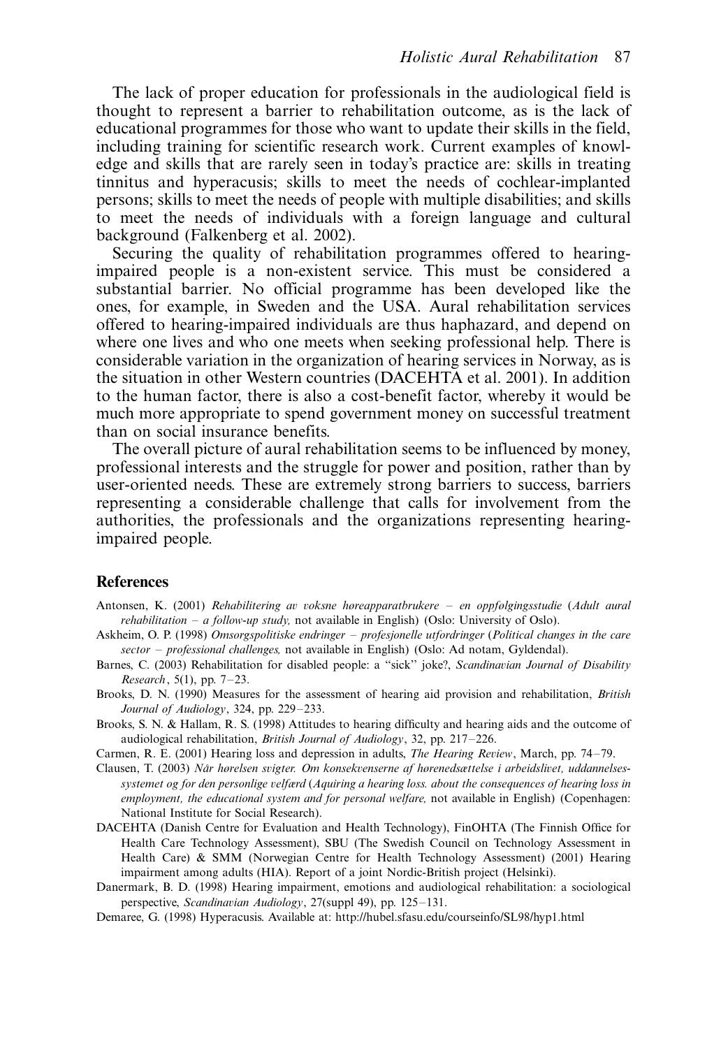The lack of proper education for professionals in the audiological field is thought to represent a barrier to rehabilitation outcome, as is the lack of educational programmes for those who want to update their skills in the field, including training for scientific research work. Current examples of knowledge and skills that are rarely seen in today's practice are: skills in treating tinnitus and hyperacusis; skills to meet the needs of cochlear-implanted persons; skills to meet the needs of people with multiple disabilities; and skills to meet the needs of individuals with a foreign language and cultural background (Falkenberg et al. 2002).

Securing the quality of rehabilitation programmes offered to hearing-impaired people is a non-existent service. This must be considered a substantial barrier. No official programme has been developed like the ones, for example, in Sweden and the USA. Aural rehabilitation services offered to hearing-impaired individuals are thus haphazard, and depend on where one lives and who one meets when seeking professional help. There is considerable variation in the organization of hearing services in Norway, as is the situation in other Western countries (DACEHTA et al. 2001). In addition to the human factor, there is also a cost-benefit factor, whereby it would be much more appropriate to spend government money on successful treatment than on social insurance benefits.

The overall picture of aural rehabilitation seems to be influenced by money, professional interests and the struggle for power and position, rather than by user-oriented needs. These are extremely strong barriers to success, barriers representing a considerable challenge that calls for involvement from the authorities, the professionals and the organizations representing hearing-impaired people.

## References

Antonsen, K. (2001) *Rehabilitering av voksne høreapparatbrukere – en oppfølgingsstudie* (*Adult aural rehabilitation – a follow-up study,* not available in English) (Oslo: University of Oslo).

Askheim, O. P. (1998) *Omsorgspolitiske endringer – profesjonelle utfordringer* (*Political changes in the care sector – professional challenges,* not available in English) (Oslo: Ad notam, Gyldendal).

Barnes, C. (2003) Rehabilitation for disabled people: a "sick" joke?, *Scandinavian Journal of Disability Research*, 5(1), pp. 7–23.

Brooks, D. N. (1990) Measures for the assessment of hearing aid provision and rehabilitation, *British Journal of Audiology*, 324, pp. 229–233.

Brooks, S. N. & Hallam, R. S. (1998) Attitudes to hearing difficulty and hearing aids and the outcome of audiological rehabilitation, *British Journal of Audiology*, 32, pp. 217–226.

Carmen, R. E. (2001) Hearing loss and depression in adults, *The Hearing Review*, March, pp. 74–79.

Clausen, T. (2003) *När hørelsen svigter. Om konsekvenserne af hørenedsættelse i arbeidslivet, uddannelsessystemet og for den personlige velfærd* (*Aquiring a hearing loss. about the consequences of hearing loss in employment, the educational system and for personal welfare,* not available in English) (Copenhagen: National Institute for Social Research).

DACEHTA (Danish Centre for Evaluation and Health Technology), FinOHTA (The Finnish Office for Health Care Technology Assessment), SBU (The Swedish Council on Technology Assessment in Health Care) & SMM (Norwegian Centre for Health Technology Assessment) (2001) Hearing impairment among adults (HIA). Report of a joint Nordic-British project (Helsinki).

Danermark, B. D. (1998) Hearing impairment, emotions and audiological rehabilitation: a sociological perspective, *Scandinavian Audiology*, 27(suppl 49), pp. 125–131.

Demaree, G. (1998) Hyperacusis. Available at: http://hubel.sfasu.edu/courseinfo/SL98/hyp1.html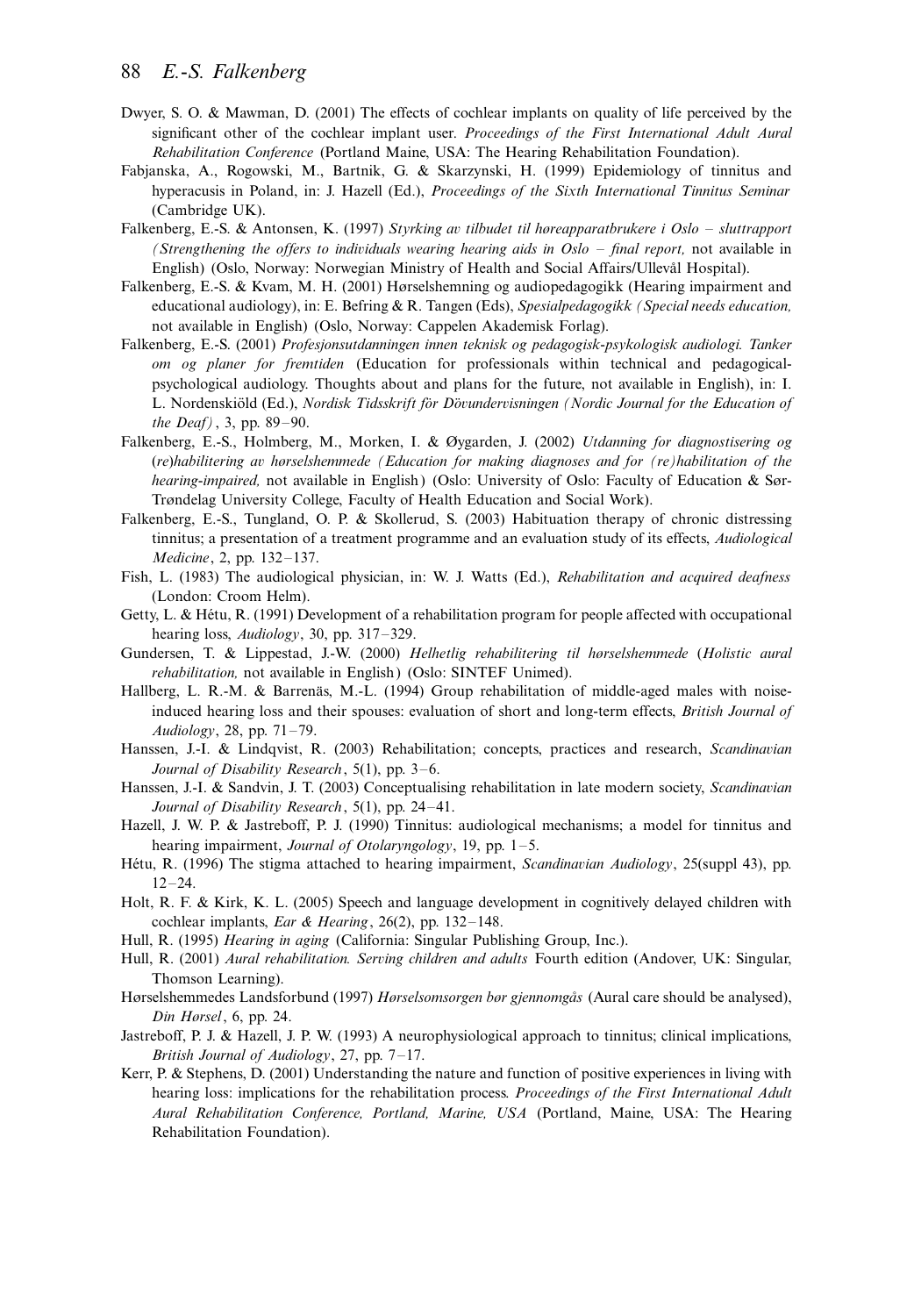Dwyer, S. O. & Mawman, D. (2001) The effects of cochlear implants on quality of life perceived by the significant other of the cochlear implant user. *Proceedings of the First International Adult Aural Rehabilitation Conference* (Portland Maine, USA: The Hearing Rehabilitation Foundation).

Fabjanska, A., Rogowski, M., Bartnik, G. & Skarzynski, H. (1999) Epidemiology of tinnitus and hyperacusis in Poland, in: J. Hazell (Ed.), *Proceedings of the Sixth International Tinnitus Seminar* (Cambridge UK).

Falkenberg, E.-S. & Antonsen, K. (1997) *Styrking av tilbudet til høreapparatbrukere i Oslo – sluttrapport (Strengthening the offers to individuals wearing hearing aids in Oslo – final report,* not available in English) (Oslo, Norway: Norwegian Ministry of Health and Social Affairs/Ullevål Hospital).

Falkenberg, E.-S. & Kvam, M. H. (2001) Hørselshemning og audiopedagogikk (Hearing impairment and educational audiology), in: E. Befring & R. Tangen (Eds), *Spesialpedagogikk (Special needs education,* not available in English) (Oslo, Norway: Cappelen Akademisk Forlag).

Falkenberg, E.-S. (2001) *Profesjonsutdanningen innen teknisk og pedagogisk-psykologisk audiologi. Tanker om og planer for fremtiden* (Education for professionals within technical and pedagogical-psychological audiology. Thoughts about and plans for the future, not available in English), in: I. L. Nordenskiöld (Ed.), *Nordisk Tidsskrift för Dövundervisningen (Nordic Journal for the Education of the Deaf)*, 3, pp. 89–90.

Falkenberg, E.-S., Holmberg, M., Morken, I. & Øygarden, J. (2002) *Utdanning for diagnostisering og (re)habilitering av hørselshemmede (Education for making diagnoses and for (re)habilitation of the hearing-impaired,* not available in English) (Oslo: University of Oslo: Faculty of Education & Sør-Trøndelag University College, Faculty of Health Education and Social Work).

Falkenberg, E.-S., Tungland, O. P. & Skollerud, S. (2003) Habituation therapy of chronic distressing tinnitus; a presentation of a treatment programme and an evaluation study of its effects, *Audiological Medicine*, 2, pp. 132–137.

Fish, L. (1983) The audiological physician, in: W. J. Watts (Ed.), *Rehabilitation and acquired deafness* (London: Croom Helm).

Getty, L. & Hétu, R. (1991) Development of a rehabilitation program for people affected with occupational hearing loss, *Audiology*, 30, pp. 317–329.

Gundersen, T. & Lippestad, J.-W. (2000) *Helhetlig rehabilitering til hørselshemmede* (*Holistic aural rehabilitation,* not available in English) (Oslo: SINTEF Unimed).

Hallberg, L. R.-M. & Barrenäs, M.-L. (1994) Group rehabilitation of middle-aged males with noise-induced hearing loss and their spouses: evaluation of short and long-term effects, *British Journal of Audiology*, 28, pp. 71–79.

Hanssen, J.-I. & Lindqvist, R. (2003) Rehabilitation; concepts, practices and research, *Scandinavian Journal of Disability Research*, 5(1), pp. 3–6.

Hanssen, J.-I. & Sandvin, J. T. (2003) Conceptualising rehabilitation in late modern society, *Scandinavian Journal of Disability Research*, 5(1), pp. 24–41.

Hazell, J. W. P. & Jastreboff, P. J. (1990) Tinnitus: audiological mechanisms; a model for tinnitus and hearing impairment, *Journal of Otolaryngology*, 19, pp. 1–5.

Hétu, R. (1996) The stigma attached to hearing impairment, *Scandinavian Audiology*, 25(suppl 43), pp. 12–24.

Holt, R. F. & Kirk, K. L. (2005) Speech and language development in cognitively delayed children with cochlear implants, *Ear & Hearing*, 26(2), pp. 132–148.

Hull, R. (1995) *Hearing in aging* (California: Singular Publishing Group, Inc.).

Hull, R. (2001) *Aural rehabilitation. Serving children and adults* Fourth edition (Andover, UK: Singular, Thomson Learning).

Hørselshemmedes Landsforbund (1997) *Hørselsomsorgen bør gjennomgås* (Aural care should be analysed), *Din Hørsel*, 6, pp. 24.

Jastreboff, P. J. & Hazell, J. P. W. (1993) A neurophysiological approach to tinnitus; clinical implications, *British Journal of Audiology*, 27, pp. 7–17.

Kerr, P. & Stephens, D. (2001) Understanding the nature and function of positive experiences in living with hearing loss: implications for the rehabilitation process. *Proceedings of the First International Adult Aural Rehabilitation Conference, Portland, Marine, USA* (Portland, Maine, USA: The Hearing Rehabilitation Foundation).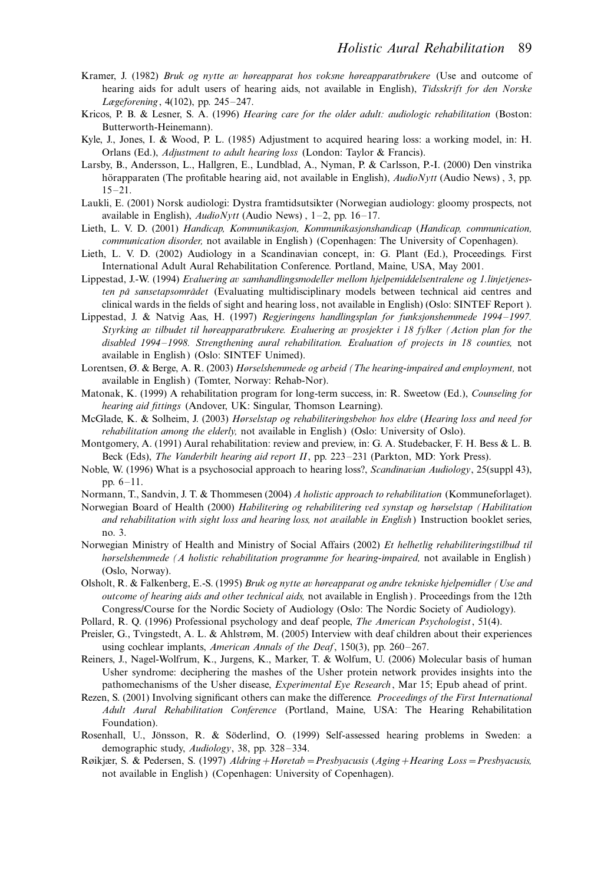Kramer, J. (1982) *Bruk og nytte av høreapparat hos voksne høreapparatbrukere* (Use and outcome of hearing aids for adult users of hearing aids, not available in English), *Tidsskrift for den Norske Lægeforening*, 4(102), pp. 245–247.

Kricos, P. B. & Lesner, S. A. (1996) *Hearing care for the older adult: audiologic rehabilitation* (Boston: Butterworth-Heinemann).

Kyle, J., Jones, I. & Wood, P. L. (1985) Adjustment to acquired hearing loss: a working model, in: H. Orlans (Ed.), *Adjustment to adult hearing loss* (London: Taylor & Francis).

Larsby, B., Andersson, L., Hallgren, E., Lundblad, A., Nyman, P. & Carlsson, P.-I. (2000) Den vinstrika hörapparaten (The profitable hearing aid, not available in English), *AudioNytt* (Audio News), 3, pp. 15–21.

Laukli, E. (2001) Norsk audiologi: Dystra framtidsutsikter (Norwegian audiology: gloomy prospects, not available in English), *AudioNytt* (Audio News), 1–2, pp. 16–17.

Lieth, L. V. D. (2001) *Handicap, Kommunikasjon, Kommunikasjonshandicap* (*Handicap, communication, communication disorder,* not available in English) (Copenhagen: The University of Copenhagen).

Lieth, L. V. D. (2002) Audiology in a Scandinavian concept, in: G. Plant (Ed.), Proceedings. First International Adult Aural Rehabilitation Conference. Portland, Maine, USA, May 2001.

Lippestad, J.-W. (1994) *Evaluering av samhandlingsmodeller mellom hjelpemiddelsentralene og 1.linjetjenesten på sansetapsområdet* (Evaluating multidisciplinary models between technical aid centres and clinical wards in the fields of sight and hearing loss, not available in English) (Oslo: SINTEF Report).

Lippestad, J. & Natvig Aas, H. (1997) *Regjeringens handlingsplan for funksjonshemmede 1994–1997. Styrking av tilbudet til høreapparatbrukere. Evaluering av prosjekter i 18 fylker (Action plan for the disabled 1994–1998. Strengthening aural rehabilitation. Evaluation of projects in 18 counties,* not available in English) (Oslo: SINTEF Unimed).

Lorentsen, Ø. & Berge, A. R. (2003) *Hørselshemmede og arbeid (The hearing-impaired and employment,* not available in English) (Tomter, Norway: Rehab-Nor).

Matonak, K. (1999) A rehabilitation program for long-term success, in: R. Sweetow (Ed.), *Counseling for hearing aid fittings* (Andover, UK: Singular, Thomson Learning).

McGlade, K. & Solheim, J. (2003) *Hørselstap og rehabiliteringsbehov hos eldre* (*Hearing loss and need for rehabilitation among the elderly,* not available in English) (Oslo: University of Oslo).

Montgomery, A. (1991) Aural rehabilitation: review and preview, in: G. A. Studebacker, F. H. Bess & L. B. Beck (Eds), *The Vanderbilt hearing aid report II*, pp. 223–231 (Parkton, MD: York Press).

Noble, W. (1996) What is a psychosocial approach to hearing loss?, *Scandinavian Audiology*, 25(suppl 43), pp. 6–11.

Normann, T., Sandvin, J. T. & Thommesen (2004) *A holistic approach to rehabilitation* (Kommuneforlaget).

Norwegian Board of Health (2000) *Habilitering og rehabilitering ved synstap og hørselstap (Habilitation and rehabilitation with sight loss and hearing loss, not available in English)* Instruction booklet series, no. 3.

Norwegian Ministry of Health and Ministry of Social Affairs (2002) *Et helhetlig rehabiliteringstilbud til hørselshemmede (A holistic rehabilitation programme for hearing-impaired,* not available in English) (Oslo, Norway).

Olsholt, R. & Falkenberg, E.-S. (1995) *Bruk og nytte av høreapparat og andre tekniske hjelpemidler (Use and outcome of hearing aids and other technical aids,* not available in English). Proceedings from the 12th Congress/Course for the Nordic Society of Audiology (Oslo: The Nordic Society of Audiology).

Pollard, R. Q. (1996) Professional psychology and deaf people, *The American Psychologist*, 51(4).

Preisler, G., Tvingstedt, A. L. & Ahlstrøm, M. (2005) Interview with deaf children about their experiences using cochlear implants, *American Annals of the Deaf*, 150(3), pp. 260–267.

Reiners, J., Nagel-Wolfrum, K., Jurgens, K., Marker, T. & Wolfum, U. (2006) Molecular basis of human Usher syndrome: deciphering the mashes of the Usher protein network provides insights into the pathomechanisms of the Usher disease, *Experimental Eye Research*, Mar 15; Epub ahead of print.

Rezen, S. (2001) Involving significant others can make the difference. *Proceedings of the First International Adult Aural Rehabilitation Conference* (Portland, Maine, USA: The Hearing Rehabilitation Foundation).

Rosenhall, U., Jönsson, R. & Söderlind, O. (1999) Self-assessed hearing problems in Sweden: a demographic study, *Audiology*, 38, pp. 328–334.

Røikjær, S. & Pedersen, S. (1997) *Aldring+Høretab=Presbyacusis* (*Aging+Hearing Loss=Presbyacusis,* not available in English) (Copenhagen: University of Copenhagen).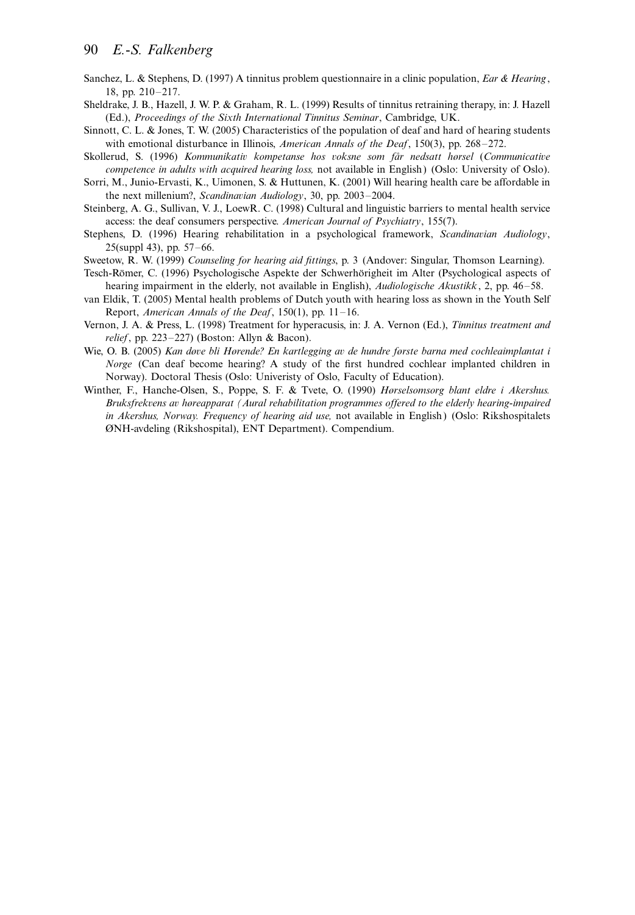Sanchez, L. & Stephens, D. (1997) A tinnitus problem questionnaire in a clinic population, *Ear & Hearing*, 18, pp. 210–217.

Sheldrake, J. B., Hazell, J. W. P. & Graham, R. L. (1999) Results of tinnitus retraining therapy, in: J. Hazell (Ed.), *Proceedings of the Sixth International Tinnitus Seminar*, Cambridge, UK.

Sinnott, C. L. & Jones, T. W. (2005) Characteristics of the population of deaf and hard of hearing students with emotional disturbance in Illinois, *American Annals of the Deaf*, 150(3), pp. 268–272.

Skollerud, S. (1996) *Kommunikativ kompetanse hos voksne som får nedsatt hørsel* (*Communicative competence in adults with acquired hearing loss,* not available in English) (Oslo: University of Oslo).

Sorri, M., Junio-Ervasti, K., Uimonen, S. & Huttunen, K. (2001) Will hearing health care be affordable in the next millenium?, *Scandinavian Audiology*, 30, pp. 2003–2004.

Steinberg, A. G., Sullivan, V. J., LoewR. C. (1998) Cultural and linguistic barriers to mental health service access: the deaf consumers perspective. *American Journal of Psychiatry*, 155(7).

Stephens, D. (1996) Hearing rehabilitation in a psychological framework, *Scandinavian Audiology*, 25(suppl 43), pp. 57–66.

Sweetow, R. W. (1999) *Counseling for hearing aid fittings*, p. 3 (Andover: Singular, Thomson Learning).

Tesch-Römer, C. (1996) Psychologische Aspekte der Schwerhörigheit im Alter (Psychological aspects of hearing impairment in the elderly, not available in English), *Audiologische Akustikk*, 2, pp. 46–58.

van Eldik, T. (2005) Mental health problems of Dutch youth with hearing loss as shown in the Youth Self Report, *American Annals of the Deaf*, 150(1), pp. 11–16.

Vernon, J. A. & Press, L. (1998) Treatment for hyperacusis, in: J. A. Vernon (Ed.), *Tinnitus treatment and relief*, pp. 223–227) (Boston: Allyn & Bacon).

Wie, O. B. (2005) *Kan døve bli Hørende? En kartlegging av de hundre første barna med cochleaimplantat i Norge* (Can deaf become hearing? A study of the first hundred cochlear implanted children in Norway). Doctoral Thesis (Oslo: Univeristy of Oslo, Faculty of Education).

Winther, F., Hanche-Olsen, S., Poppe, S. F. & Tvete, O. (1990) *Hørselsomsorg blant eldre i Akershus. Bruksfrekvens av høreapparat (Aural rehabilitation programmes offered to the elderly hearing-impaired in Akershus, Norway. Frequency of hearing aid use,* not available in English) (Oslo: Rikshospitalets ØNH-avdeling (Rikshospital), ENT Department). Compendium.